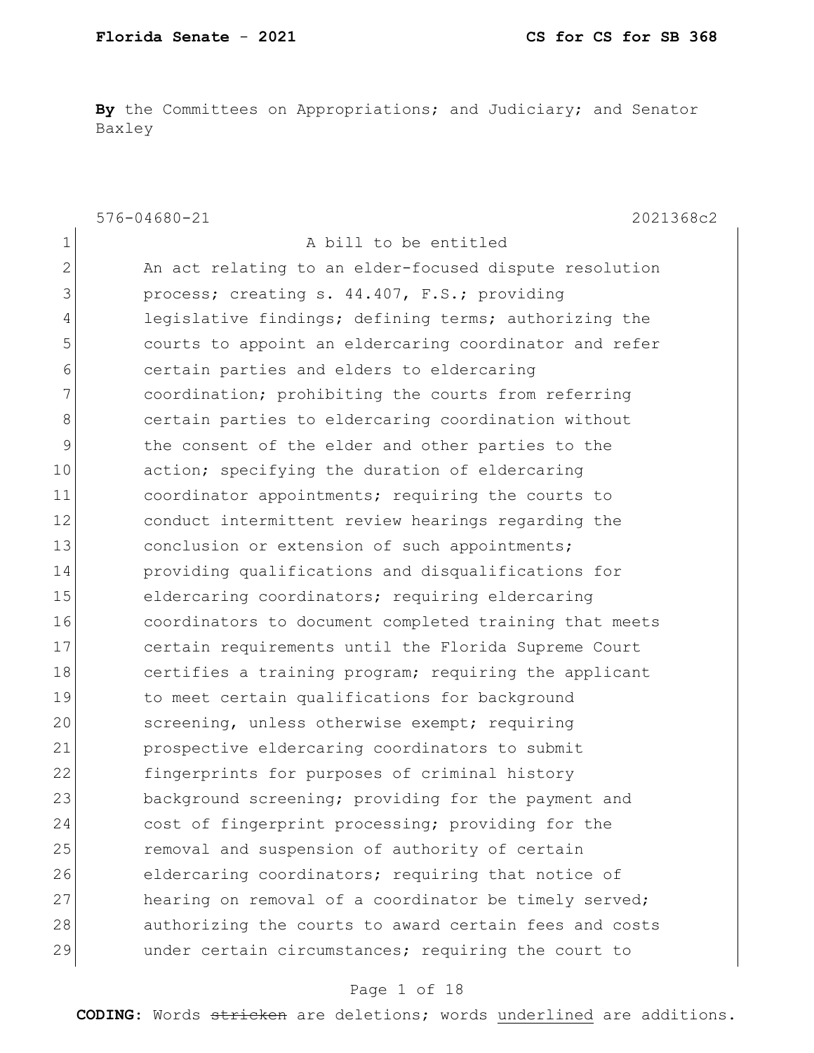**By** the Committees on Appropriations; and Judiciary; and Senator Baxley

576-04680-21 2021368c2

1 A bill to be entitled
2 An act relating to an elder-focused dispute resolution
3 process; creating s. 44.407, F.S.; providing
4 legislative findings; defining terms; authorizing the
5 courts to appoint an eldercaring coordinator and refer
6 certain parties and elders to eldercaring
7 coordination; prohibiting the courts from referring
8 certain parties to eldercaring coordination without
9 the consent of the elder and other parties to the
10 action; specifying the duration of eldercaring
11 coordinator appointments; requiring the courts to
12 conduct intermittent review hearings regarding the
13 conclusion or extension of such appointments;
14 providing qualifications and disqualifications for
15 eldercaring coordinators; requiring eldercaring
16 coordinators to document completed training that meets
17 certain requirements until the Florida Supreme Court
18 certifies a training program; requiring the applicant
19 to meet certain qualifications for background
20 screening, unless otherwise exempt; requiring
21 prospective eldercaring coordinators to submit
22 fingerprints for purposes of criminal history
23 background screening; providing for the payment and
24 cost of fingerprint processing; providing for the
25 removal and suspension of authority of certain
26 eldercaring coordinators; requiring that notice of
27 hearing on removal of a coordinator be timely served;
28 authorizing the courts to award certain fees and costs
29 under certain circumstances; requiring the court to

**CODING:** Words ~~stricken~~ are deletions; words <u>underlined</u> are additions.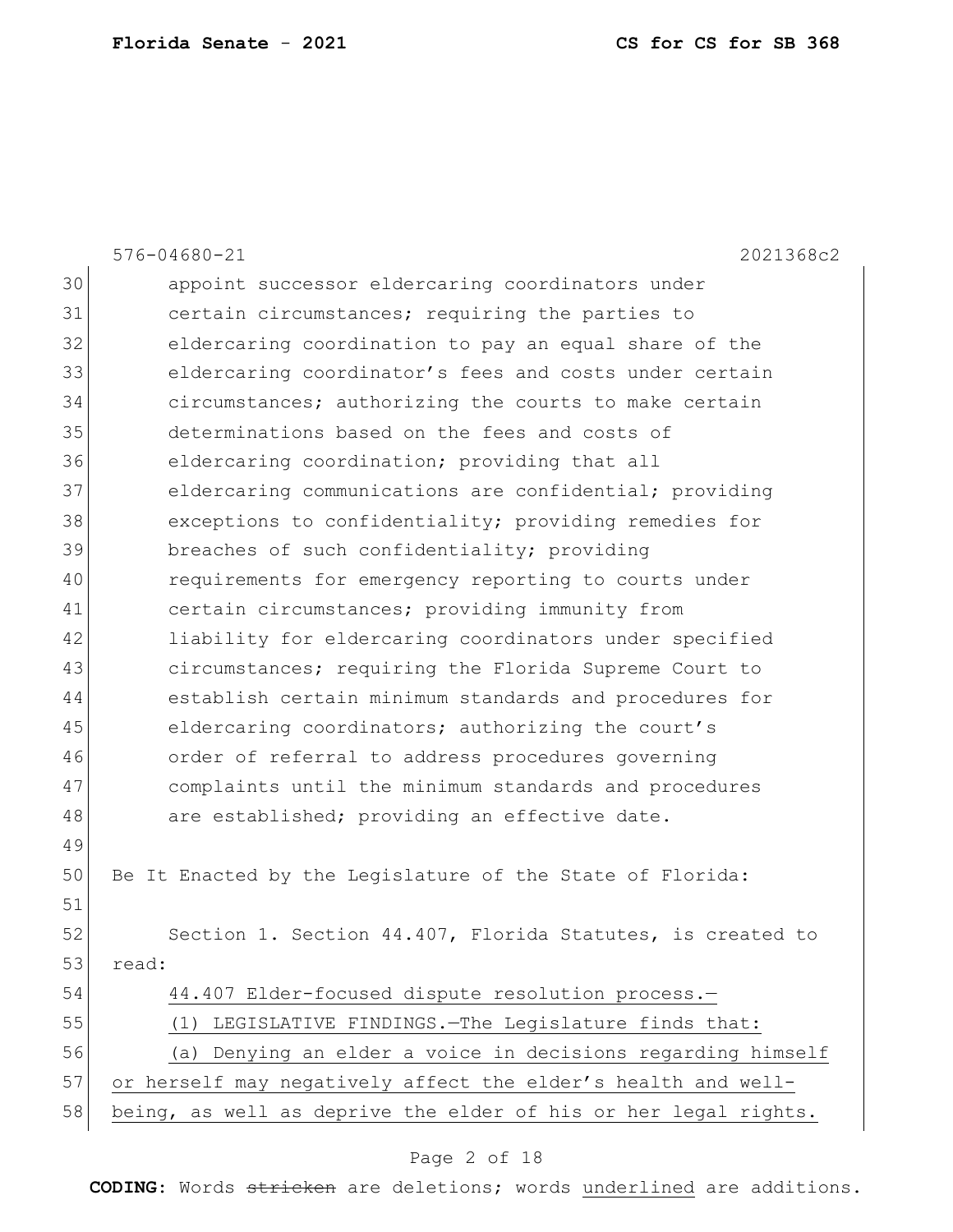appoint successor eldercaring coordinators under certain circumstances; requiring the parties to eldercaring coordination to pay an equal share of the eldercaring coordinator's fees and costs under certain circumstances; authorizing the courts to make certain determinations based on the fees and costs of eldercaring coordination; providing that all eldercaring communications are confidential; providing exceptions to confidentiality; providing remedies for breaches of such confidentiality; providing requirements for emergency reporting to courts under certain circumstances; providing immunity from liability for eldercaring coordinators under specified circumstances; requiring the Florida Supreme Court to establish certain minimum standards and procedures for eldercaring coordinators; authorizing the court's order of referral to address procedures governing complaints until the minimum standards and procedures are established; providing an effective date.

Be It Enacted by the Legislature of the State of Florida:

Section 1. Section 44.407, Florida Statutes, is created to read:

<u>44.407 Elder-focused dispute resolution process.—</u>

<u>(1) LEGISLATIVE FINDINGS.—The Legislature finds that:</u>

<u>(a) Denying an elder a voice in decisions regarding himself or herself may negatively affect the elder's health and well-being, as well as deprive the elder of his or her legal rights.</u>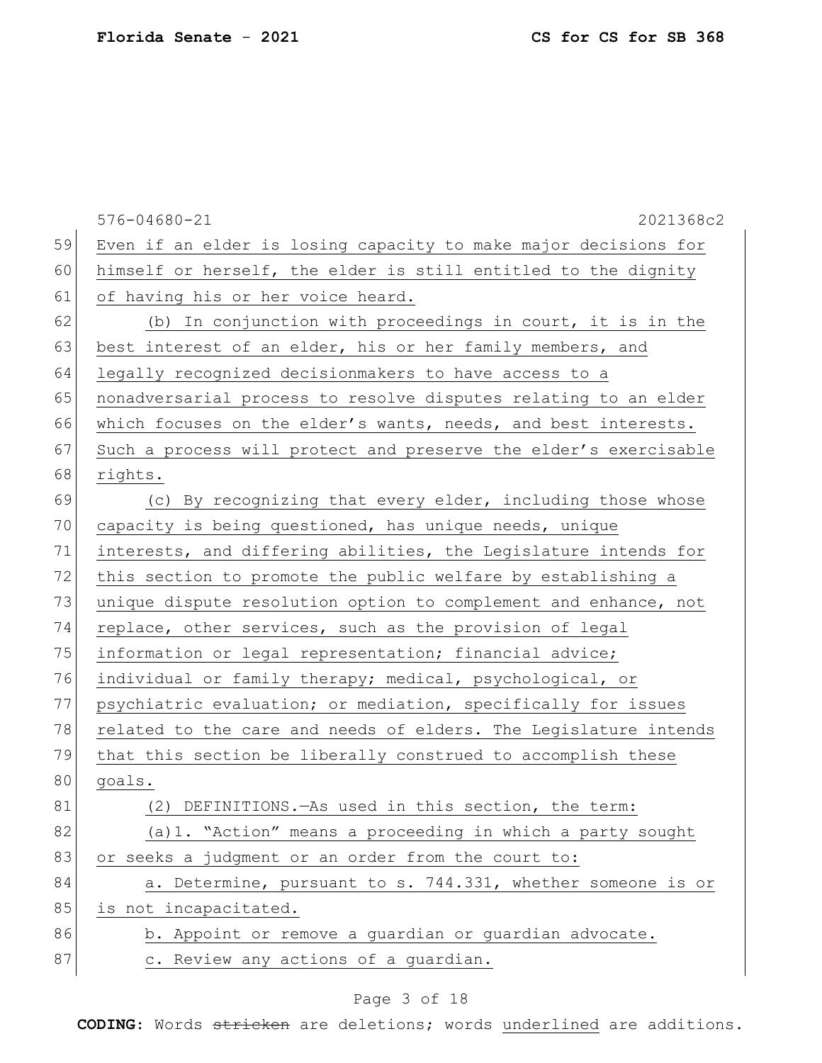Even if an elder is losing capacity to make major decisions for himself or herself, the elder is still entitled to the dignity of having his or her voice heard.

(b) In conjunction with proceedings in court, it is in the best interest of an elder, his or her family members, and legally recognized decisionmakers to have access to a nonadversarial process to resolve disputes relating to an elder which focuses on the elder's wants, needs, and best interests. Such a process will protect and preserve the elder's exercisable rights.

(c) By recognizing that every elder, including those whose capacity is being questioned, has unique needs, unique interests, and differing abilities, the Legislature intends for this section to promote the public welfare by establishing a unique dispute resolution option to complement and enhance, not replace, other services, such as the provision of legal information or legal representation; financial advice; individual or family therapy; medical, psychological, or psychiatric evaluation; or mediation, specifically for issues related to the care and needs of elders. The Legislature intends that this section be liberally construed to accomplish these goals.

(2) DEFINITIONS.—As used in this section, the term:

(a)1. "Action" means a proceeding in which a party sought or seeks a judgment or an order from the court to:

a. Determine, pursuant to s. 744.331, whether someone is or is not incapacitated.

b. Appoint or remove a guardian or guardian advocate.

c. Review any actions of a guardian.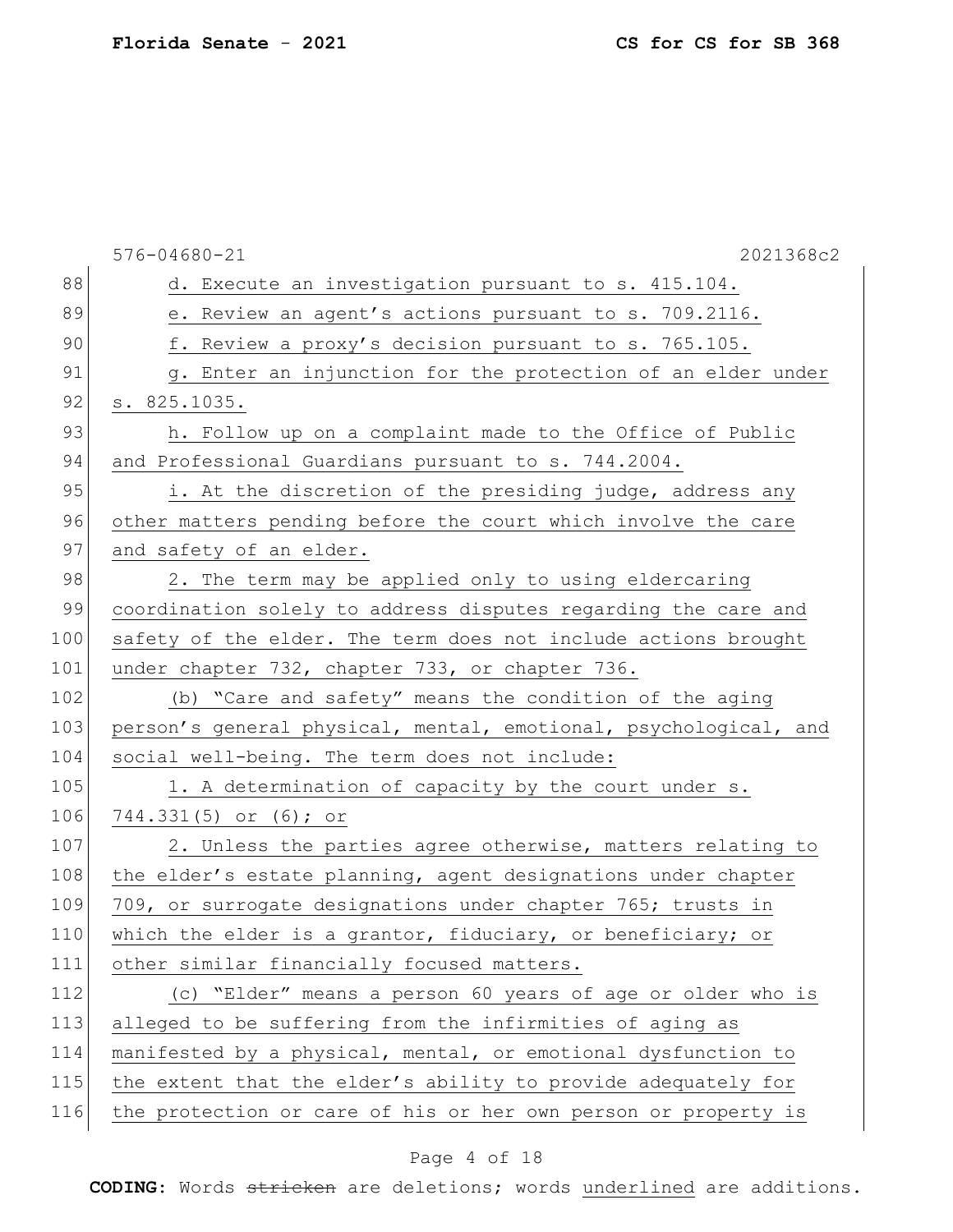d. Execute an investigation pursuant to s. 415.104.

e. Review an agent's actions pursuant to s. 709.2116.

f. Review a proxy's decision pursuant to s. 765.105.

g. Enter an injunction for the protection of an elder under s. 825.1035.

h. Follow up on a complaint made to the Office of Public and Professional Guardians pursuant to s. 744.2004.

i. At the discretion of the presiding judge, address any other matters pending before the court which involve the care and safety of an elder.

2. The term may be applied only to using eldercaring coordination solely to address disputes regarding the care and safety of the elder. The term does not include actions brought under chapter 732, chapter 733, or chapter 736.

(b) "Care and safety" means the condition of the aging person's general physical, mental, emotional, psychological, and social well-being. The term does not include:

1. A determination of capacity by the court under s. 744.331(5) or (6); or

2. Unless the parties agree otherwise, matters relating to the elder's estate planning, agent designations under chapter 709, or surrogate designations under chapter 765; trusts in which the elder is a grantor, fiduciary, or beneficiary; or other similar financially focused matters.

(c) "Elder" means a person 60 years of age or older who is alleged to be suffering from the infirmities of aging as manifested by a physical, mental, or emotional dysfunction to the extent that the elder's ability to provide adequately for the protection or care of his or her own person or property is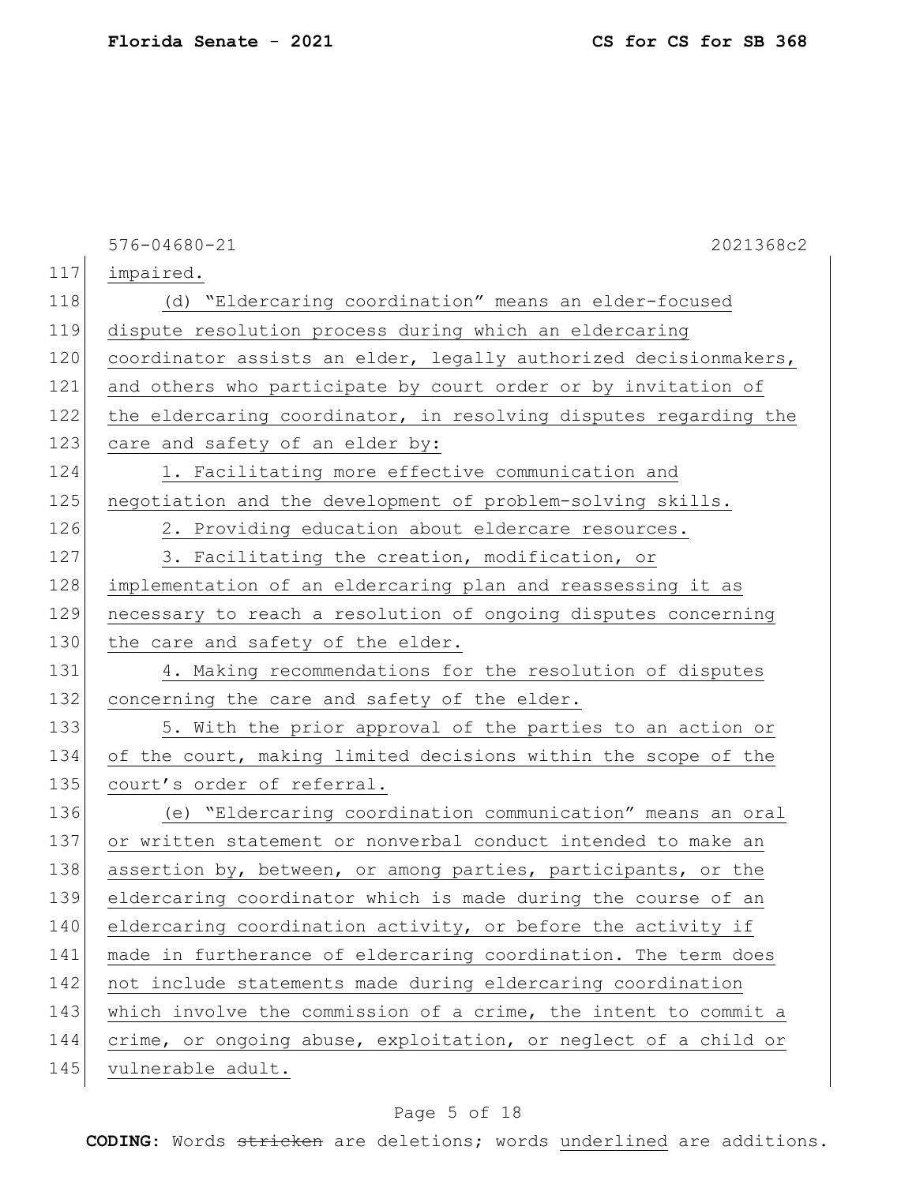impaired.

(d) "Eldercaring coordination" means an elder-focused dispute resolution process during which an eldercaring coordinator assists an elder, legally authorized decisionmakers, and others who participate by court order or by invitation of the eldercaring coordinator, in resolving disputes regarding the care and safety of an elder by:

1. Facilitating more effective communication and negotiation and the development of problem-solving skills.

2. Providing education about eldercare resources.

3. Facilitating the creation, modification, or implementation of an eldercaring plan and reassessing it as necessary to reach a resolution of ongoing disputes concerning the care and safety of the elder.

4. Making recommendations for the resolution of disputes concerning the care and safety of the elder.

5. With the prior approval of the parties to an action or of the court, making limited decisions within the scope of the court's order of referral.

(e) "Eldercaring coordination communication" means an oral or written statement or nonverbal conduct intended to make an assertion by, between, or among parties, participants, or the eldercaring coordinator which is made during the course of an eldercaring coordination activity, or before the activity if made in furtherance of eldercaring coordination. The term does not include statements made during eldercaring coordination which involve the commission of a crime, the intent to commit a crime, or ongoing abuse, exploitation, or neglect of a child or vulnerable adult.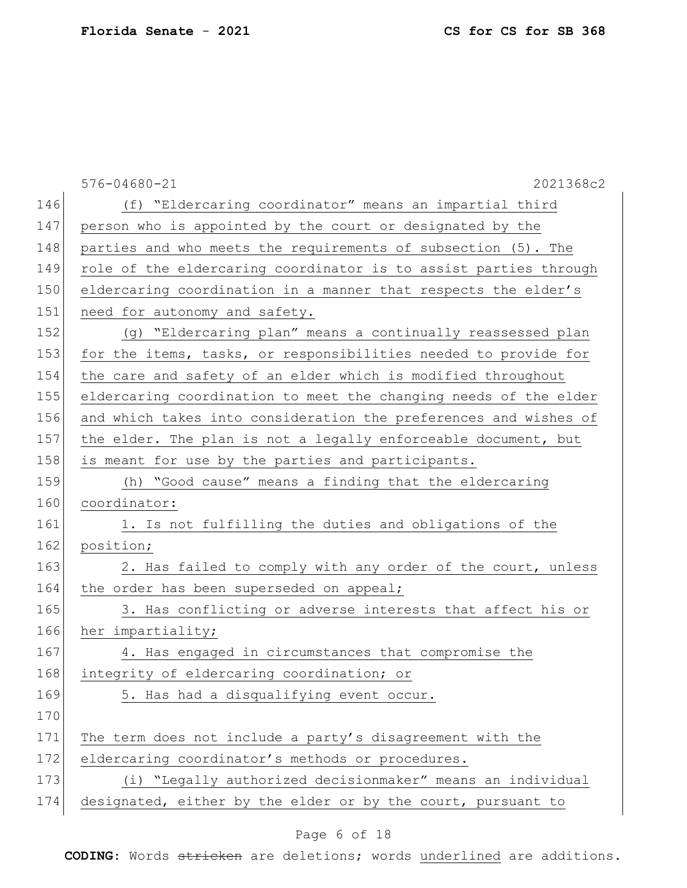(f) “Eldercaring coordinator” means an impartial third person who is appointed by the court or designated by the parties and who meets the requirements of subsection (5). The role of the eldercaring coordinator is to assist parties through eldercaring coordination in a manner that respects the elder’s need for autonomy and safety.

(g) “Eldercaring plan” means a continually reassessed plan for the items, tasks, or responsibilities needed to provide for the care and safety of an elder which is modified throughout eldercaring coordination to meet the changing needs of the elder and which takes into consideration the preferences and wishes of the elder. The plan is not a legally enforceable document, but is meant for use by the parties and participants.

(h) “Good cause” means a finding that the eldercaring coordinator:

1. Is not fulfilling the duties and obligations of the position;

2. Has failed to comply with any order of the court, unless the order has been superseded on appeal;

3. Has conflicting or adverse interests that affect his or her impartiality;

4. Has engaged in circumstances that compromise the integrity of eldercaring coordination; or

5. Has had a disqualifying event occur.

The term does not include a party’s disagreement with the eldercaring coordinator’s methods or procedures.

(i) “Legally authorized decisionmaker” means an individual designated, either by the elder or by the court, pursuant to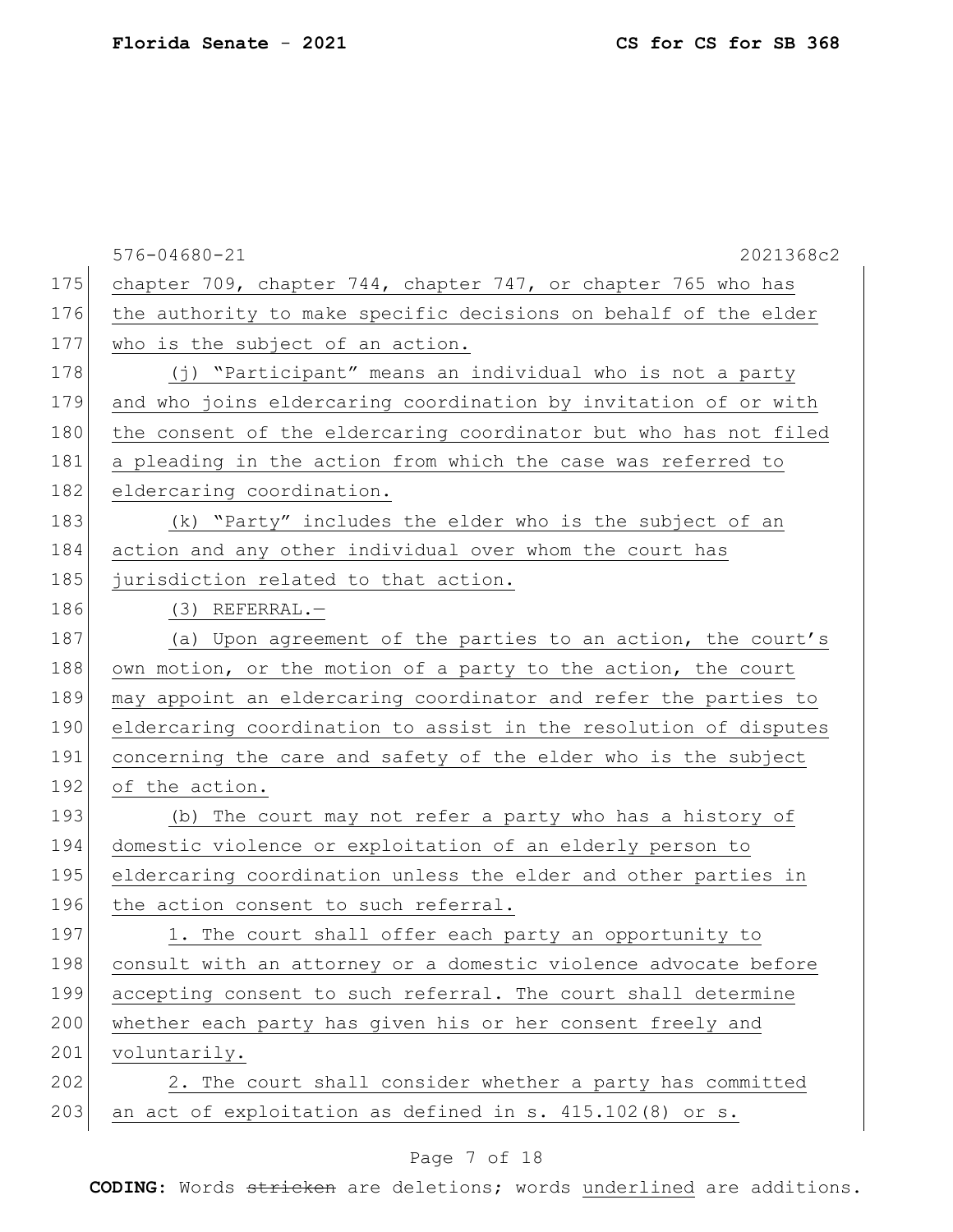chapter 709, chapter 744, chapter 747, or chapter 765 who has the authority to make specific decisions on behalf of the elder who is the subject of an action.

(j) "Participant" means an individual who is not a party and who joins eldercaring coordination by invitation of or with the consent of the eldercaring coordinator but who has not filed a pleading in the action from which the case was referred to eldercaring coordination.

(k) "Party" includes the elder who is the subject of an action and any other individual over whom the court has jurisdiction related to that action.

(3) REFERRAL.—

(a) Upon agreement of the parties to an action, the court's own motion, or the motion of a party to the action, the court may appoint an eldercaring coordinator and refer the parties to eldercaring coordination to assist in the resolution of disputes concerning the care and safety of the elder who is the subject of the action.

(b) The court may not refer a party who has a history of domestic violence or exploitation of an elderly person to eldercaring coordination unless the elder and other parties in the action consent to such referral.

1. The court shall offer each party an opportunity to consult with an attorney or a domestic violence advocate before accepting consent to such referral. The court shall determine whether each party has given his or her consent freely and voluntarily.

2. The court shall consider whether a party has committed an act of exploitation as defined in s. 415.102(8) or s.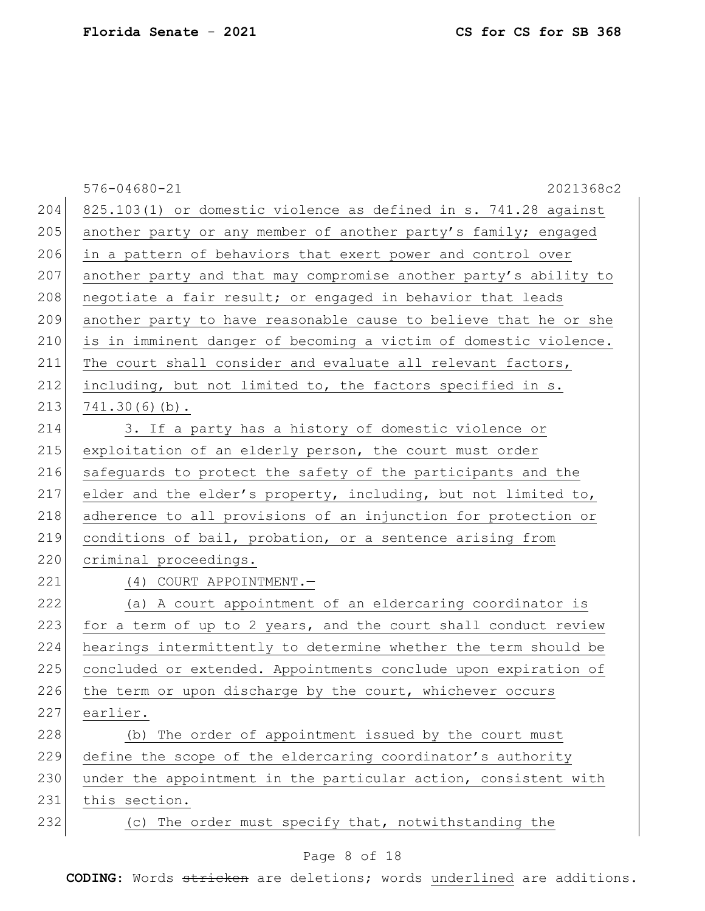825.103(1) or domestic violence as defined in s. 741.28 against another party or any member of another party's family; engaged in a pattern of behaviors that exert power and control over another party and that may compromise another party's ability to negotiate a fair result; or engaged in behavior that leads another party to have reasonable cause to believe that he or she is in imminent danger of becoming a victim of domestic violence. The court shall consider and evaluate all relevant factors, including, but not limited to, the factors specified in s. 741.30(6)(b).

3. If a party has a history of domestic violence or exploitation of an elderly person, the court must order safeguards to protect the safety of the participants and the elder and the elder's property, including, but not limited to, adherence to all provisions of an injunction for protection or conditions of bail, probation, or a sentence arising from criminal proceedings.

(4) COURT APPOINTMENT.—

(a) A court appointment of an eldercaring coordinator is for a term of up to 2 years, and the court shall conduct review hearings intermittently to determine whether the term should be concluded or extended. Appointments conclude upon expiration of the term or upon discharge by the court, whichever occurs earlier.

(b) The order of appointment issued by the court must define the scope of the eldercaring coordinator's authority under the appointment in the particular action, consistent with this section.

(c) The order must specify that, notwithstanding the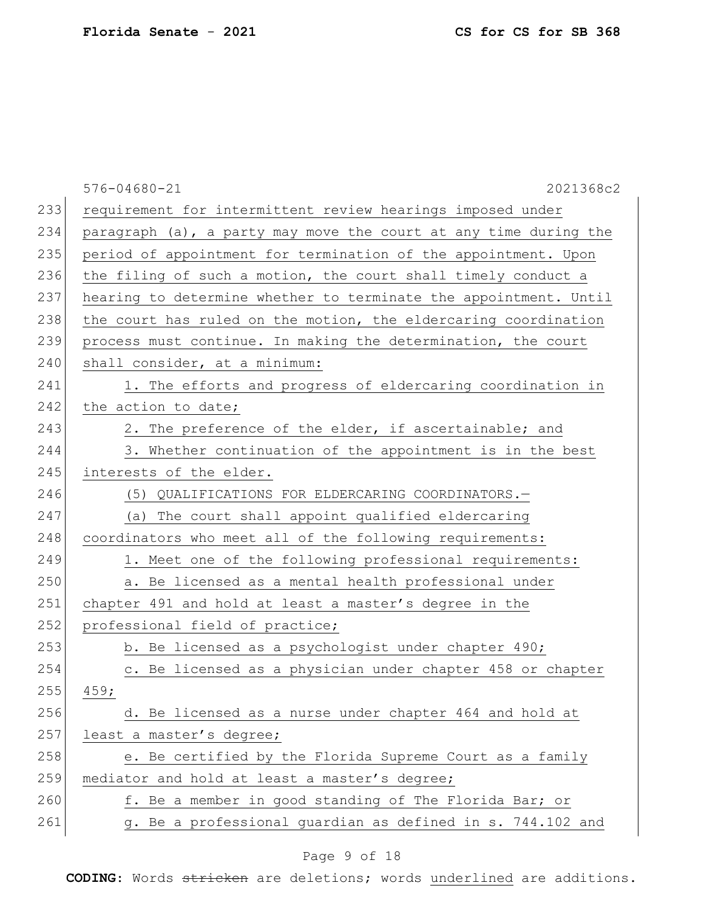requirement for intermittent review hearings imposed under paragraph (a), a party may move the court at any time during the period of appointment for termination of the appointment. Upon the filing of such a motion, the court shall timely conduct a hearing to determine whether to terminate the appointment. Until the court has ruled on the motion, the eldercaring coordination process must continue. In making the determination, the court shall consider, at a minimum:

1. The efforts and progress of eldercaring coordination in the action to date;

2. The preference of the elder, if ascertainable; and

3. Whether continuation of the appointment is in the best interests of the elder.

(5) QUALIFICATIONS FOR ELDERCARING COORDINATORS.—

(a) The court shall appoint qualified eldercaring coordinators who meet all of the following requirements:

1. Meet one of the following professional requirements:

a. Be licensed as a mental health professional under chapter 491 and hold at least a master's degree in the professional field of practice;

b. Be licensed as a psychologist under chapter 490;

c. Be licensed as a physician under chapter 458 or chapter 459;

d. Be licensed as a nurse under chapter 464 and hold at least a master's degree;

e. Be certified by the Florida Supreme Court as a family mediator and hold at least a master's degree;

f. Be a member in good standing of The Florida Bar; or

g. Be a professional guardian as defined in s. 744.102 and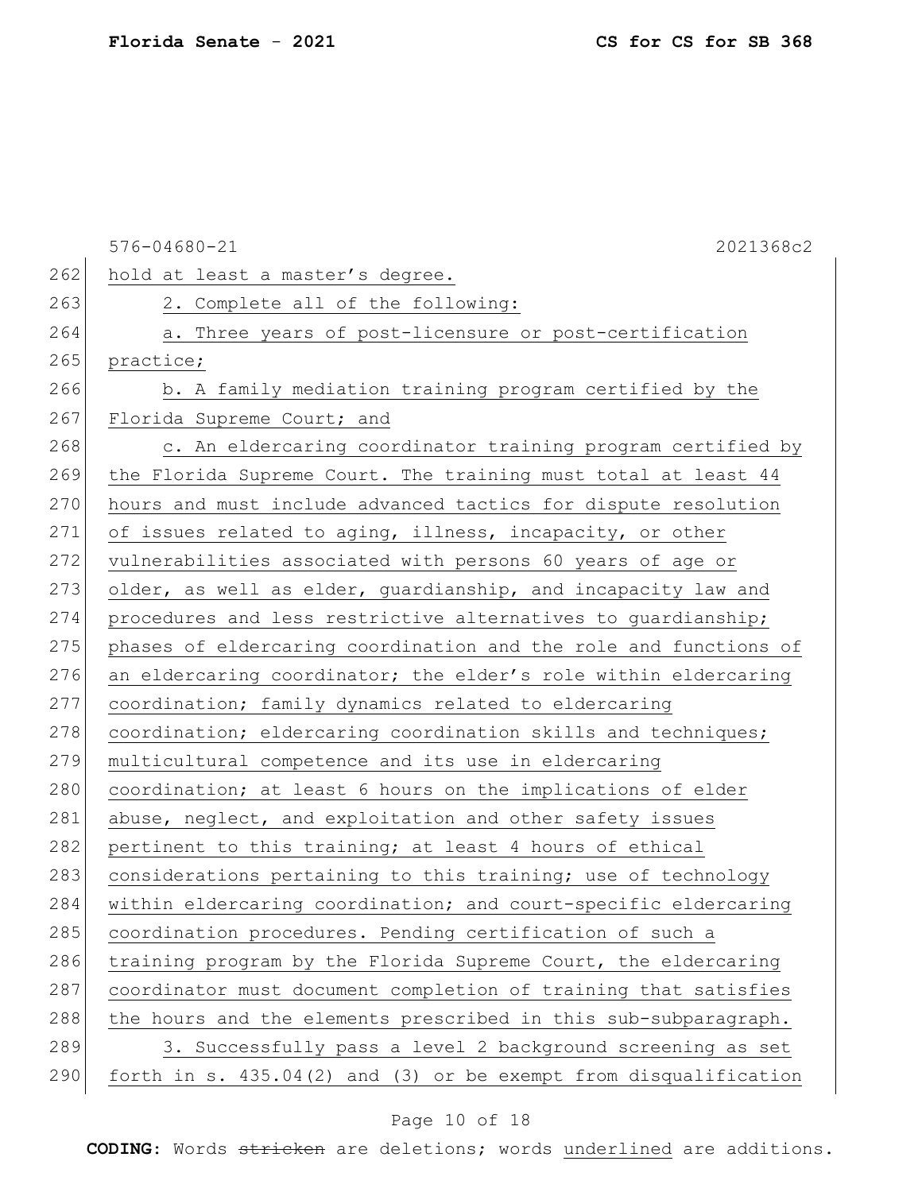hold at least a master's degree.

2. Complete all of the following:

a. Three years of post-licensure or post-certification practice;

b. A family mediation training program certified by the Florida Supreme Court; and

c. An eldercaring coordinator training program certified by the Florida Supreme Court. The training must total at least 44 hours and must include advanced tactics for dispute resolution of issues related to aging, illness, incapacity, or other vulnerabilities associated with persons 60 years of age or older, as well as elder, guardianship, and incapacity law and procedures and less restrictive alternatives to guardianship; phases of eldercaring coordination and the role and functions of an eldercaring coordinator; the elder's role within eldercaring coordination; family dynamics related to eldercaring coordination; eldercaring coordination skills and techniques; multicultural competence and its use in eldercaring coordination; at least 6 hours on the implications of elder abuse, neglect, and exploitation and other safety issues pertinent to this training; at least 4 hours of ethical considerations pertaining to this training; use of technology within eldercaring coordination; and court-specific eldercaring coordination procedures. Pending certification of such a training program by the Florida Supreme Court, the eldercaring coordinator must document completion of training that satisfies the hours and the elements prescribed in this sub-subparagraph.

3. Successfully pass a level 2 background screening as set forth in s. 435.04(2) and (3) or be exempt from disqualification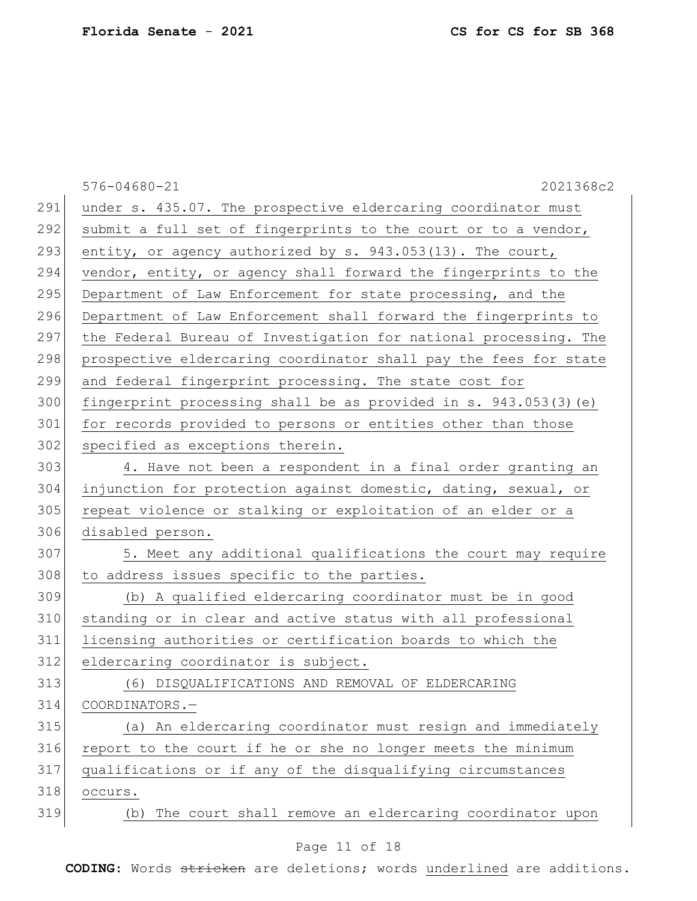under s. 435.07. The prospective eldercaring coordinator must submit a full set of fingerprints to the court or to a vendor, entity, or agency authorized by s. 943.053(13). The court, vendor, entity, or agency shall forward the fingerprints to the Department of Law Enforcement for state processing, and the Department of Law Enforcement shall forward the fingerprints to the Federal Bureau of Investigation for national processing. The prospective eldercaring coordinator shall pay the fees for state and federal fingerprint processing. The state cost for fingerprint processing shall be as provided in s. 943.053(3)(e) for records provided to persons or entities other than those specified as exceptions therein.

4. Have not been a respondent in a final order granting an injunction for protection against domestic, dating, sexual, or repeat violence or stalking or exploitation of an elder or a disabled person.

5. Meet any additional qualifications the court may require to address issues specific to the parties.

(b) A qualified eldercaring coordinator must be in good standing or in clear and active status with all professional licensing authorities or certification boards to which the eldercaring coordinator is subject.

(6) DISQUALIFICATIONS AND REMOVAL OF ELDERCARING COORDINATORS.—

(a) An eldercaring coordinator must resign and immediately report to the court if he or she no longer meets the minimum qualifications or if any of the disqualifying circumstances occurs.

(b) The court shall remove an eldercaring coordinator upon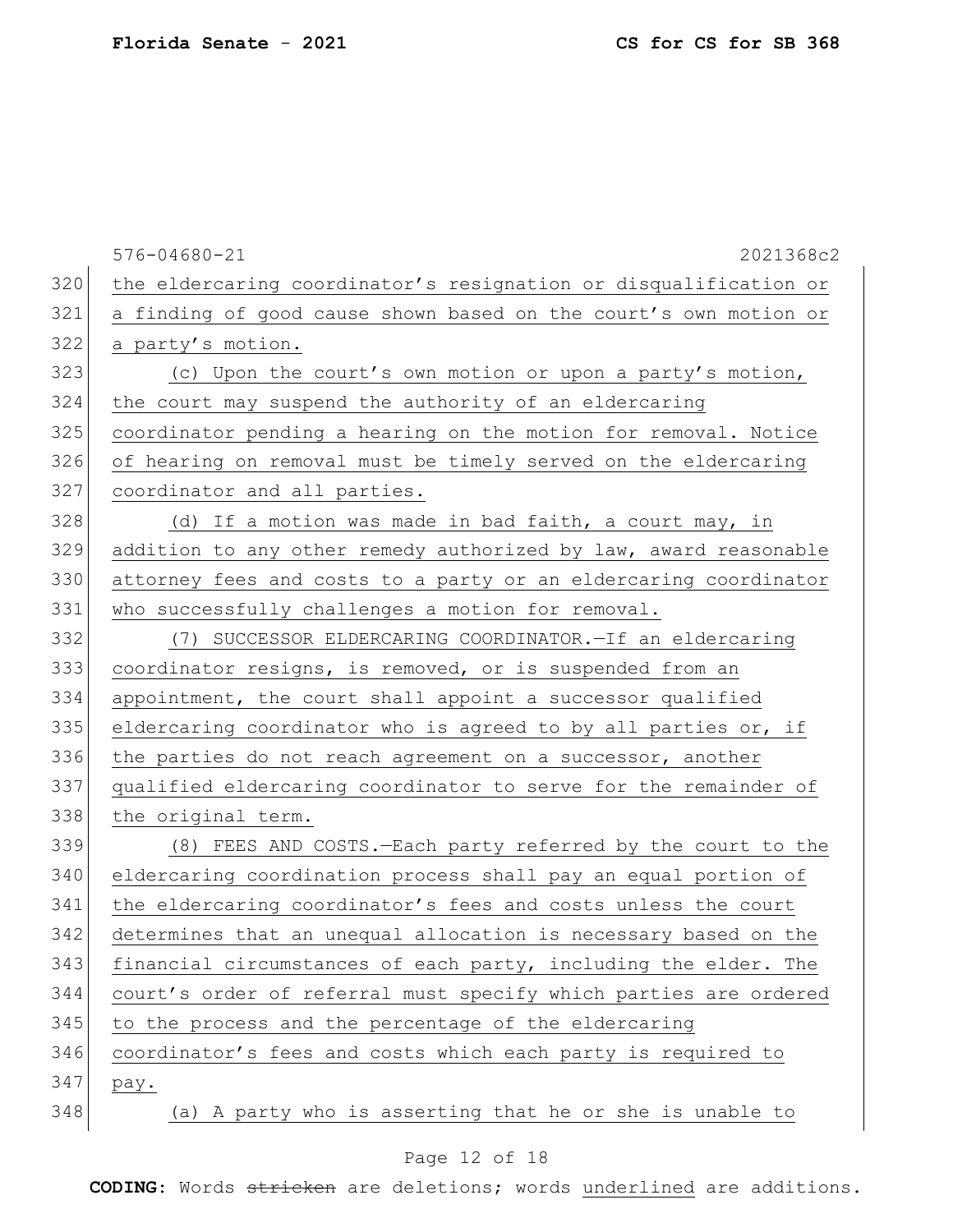the eldercaring coordinator's resignation or disqualification or a finding of good cause shown based on the court's own motion or a party's motion.

(c) Upon the court's own motion or upon a party's motion, the court may suspend the authority of an eldercaring coordinator pending a hearing on the motion for removal. Notice of hearing on removal must be timely served on the eldercaring coordinator and all parties.

(d) If a motion was made in bad faith, a court may, in addition to any other remedy authorized by law, award reasonable attorney fees and costs to a party or an eldercaring coordinator who successfully challenges a motion for removal.

(7) SUCCESSOR ELDERCARING COORDINATOR.—If an eldercaring coordinator resigns, is removed, or is suspended from an appointment, the court shall appoint a successor qualified eldercaring coordinator who is agreed to by all parties or, if the parties do not reach agreement on a successor, another qualified eldercaring coordinator to serve for the remainder of the original term.

(8) FEES AND COSTS.—Each party referred by the court to the eldercaring coordination process shall pay an equal portion of the eldercaring coordinator's fees and costs unless the court determines that an unequal allocation is necessary based on the financial circumstances of each party, including the elder. The court's order of referral must specify which parties are ordered to the process and the percentage of the eldercaring coordinator's fees and costs which each party is required to pay.

(a) A party who is asserting that he or she is unable to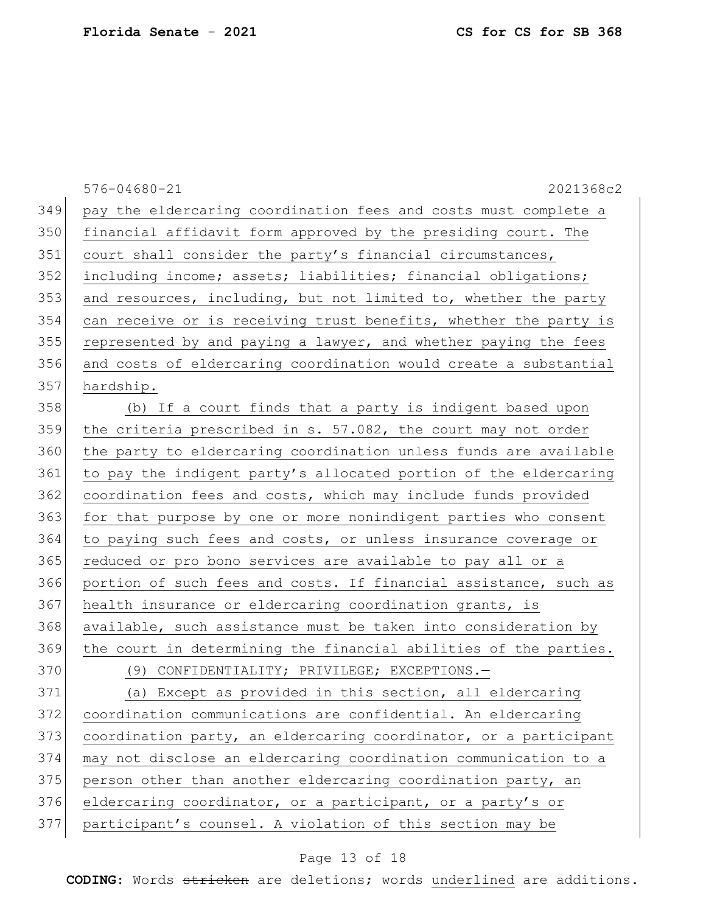pay the eldercaring coordination fees and costs must complete a financial affidavit form approved by the presiding court. The court shall consider the party's financial circumstances, including income; assets; liabilities; financial obligations; and resources, including, but not limited to, whether the party can receive or is receiving trust benefits, whether the party is represented by and paying a lawyer, and whether paying the fees and costs of eldercaring coordination would create a substantial hardship.

(b) If a court finds that a party is indigent based upon the criteria prescribed in s. 57.082, the court may not order the party to eldercaring coordination unless funds are available to pay the indigent party's allocated portion of the eldercaring coordination fees and costs, which may include funds provided for that purpose by one or more nonindigent parties who consent to paying such fees and costs, or unless insurance coverage or reduced or pro bono services are available to pay all or a portion of such fees and costs. If financial assistance, such as health insurance or eldercaring coordination grants, is available, such assistance must be taken into consideration by the court in determining the financial abilities of the parties.

(9) CONFIDENTIALITY; PRIVILEGE; EXCEPTIONS.—

(a) Except as provided in this section, all eldercaring coordination communications are confidential. An eldercaring coordination party, an eldercaring coordinator, or a participant may not disclose an eldercaring coordination communication to a person other than another eldercaring coordination party, an eldercaring coordinator, or a participant, or a party's or participant's counsel. A violation of this section may be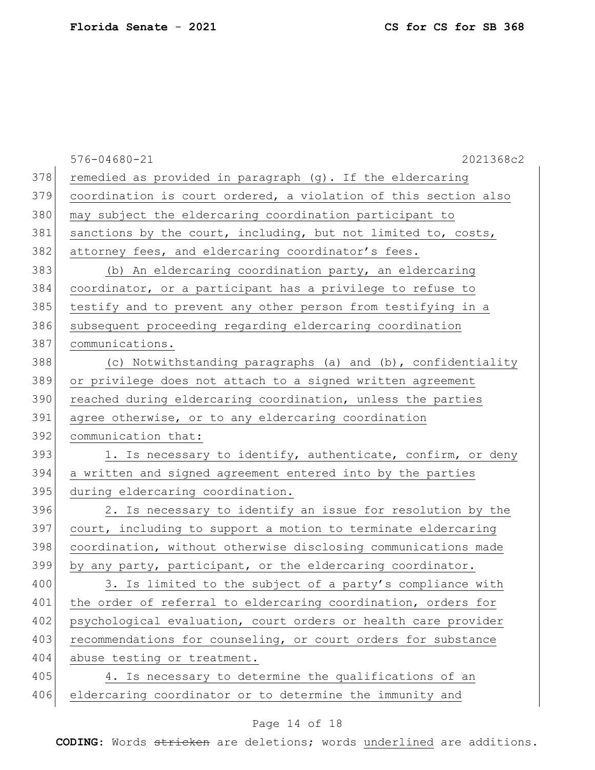remedied as provided in paragraph (g). If the eldercaring coordination is court ordered, a violation of this section also may subject the eldercaring coordination participant to sanctions by the court, including, but not limited to, costs, attorney fees, and eldercaring coordinator's fees.

(b) An eldercaring coordination party, an eldercaring coordinator, or a participant has a privilege to refuse to testify and to prevent any other person from testifying in a subsequent proceeding regarding eldercaring coordination communications.

(c) Notwithstanding paragraphs (a) and (b), confidentiality or privilege does not attach to a signed written agreement reached during eldercaring coordination, unless the parties agree otherwise, or to any eldercaring coordination communication that:

1. Is necessary to identify, authenticate, confirm, or deny a written and signed agreement entered into by the parties during eldercaring coordination.

2. Is necessary to identify an issue for resolution by the court, including to support a motion to terminate eldercaring coordination, without otherwise disclosing communications made by any party, participant, or the eldercaring coordinator.

3. Is limited to the subject of a party's compliance with the order of referral to eldercaring coordination, orders for psychological evaluation, court orders or health care provider recommendations for counseling, or court orders for substance abuse testing or treatment.

4. Is necessary to determine the qualifications of an eldercaring coordinator or to determine the immunity and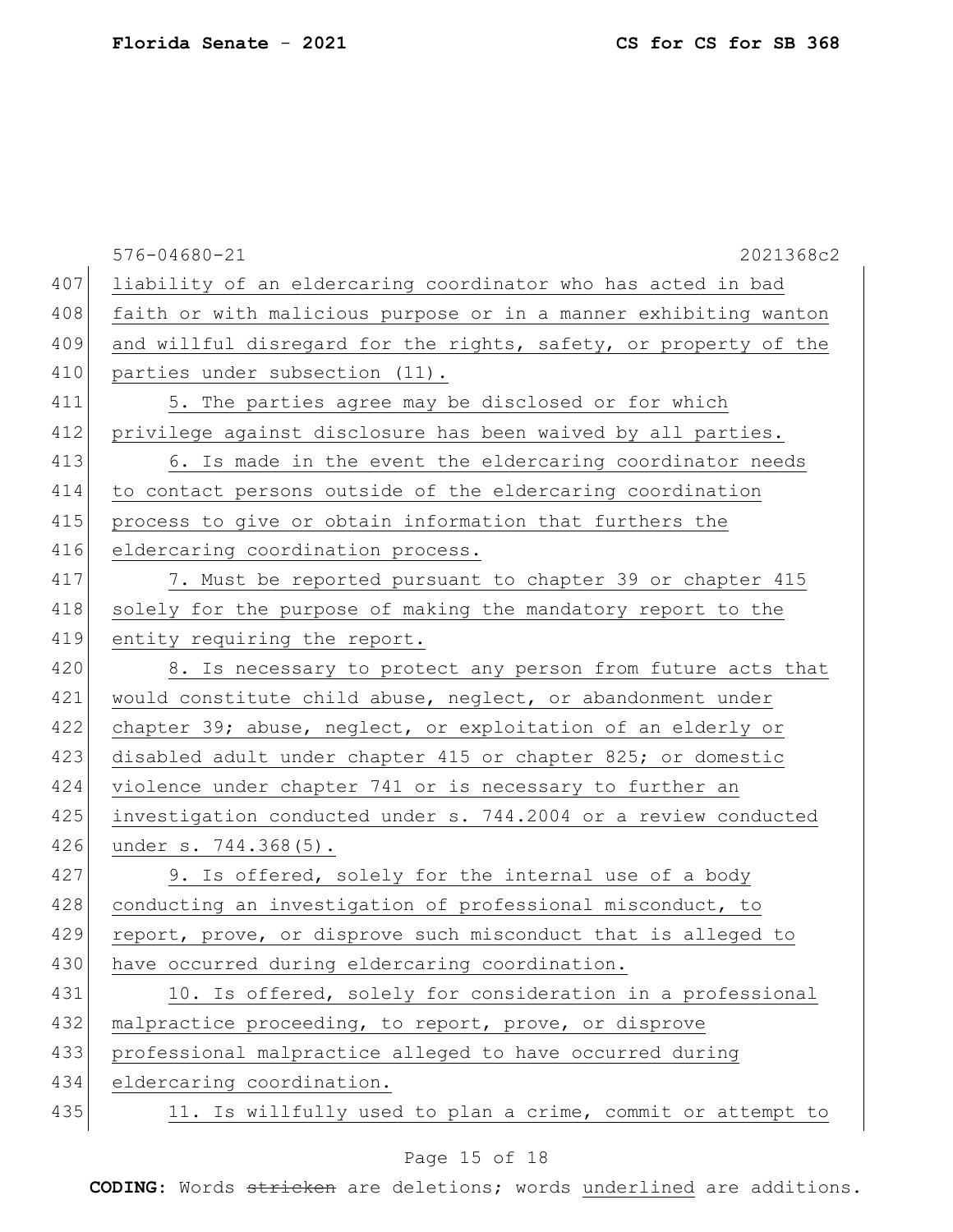liability of an eldercaring coordinator who has acted in bad faith or with malicious purpose or in a manner exhibiting wanton and willful disregard for the rights, safety, or property of the parties under subsection (11).

5. The parties agree may be disclosed or for which privilege against disclosure has been waived by all parties.

6. Is made in the event the eldercaring coordinator needs to contact persons outside of the eldercaring coordination process to give or obtain information that furthers the eldercaring coordination process.

7. Must be reported pursuant to chapter 39 or chapter 415 solely for the purpose of making the mandatory report to the entity requiring the report.

8. Is necessary to protect any person from future acts that would constitute child abuse, neglect, or abandonment under chapter 39; abuse, neglect, or exploitation of an elderly or disabled adult under chapter 415 or chapter 825; or domestic violence under chapter 741 or is necessary to further an investigation conducted under s. 744.2004 or a review conducted under s. 744.368(5).

9. Is offered, solely for the internal use of a body conducting an investigation of professional misconduct, to report, prove, or disprove such misconduct that is alleged to have occurred during eldercaring coordination.

10. Is offered, solely for consideration in a professional malpractice proceeding, to report, prove, or disprove professional malpractice alleged to have occurred during eldercaring coordination.

11. Is willfully used to plan a crime, commit or attempt to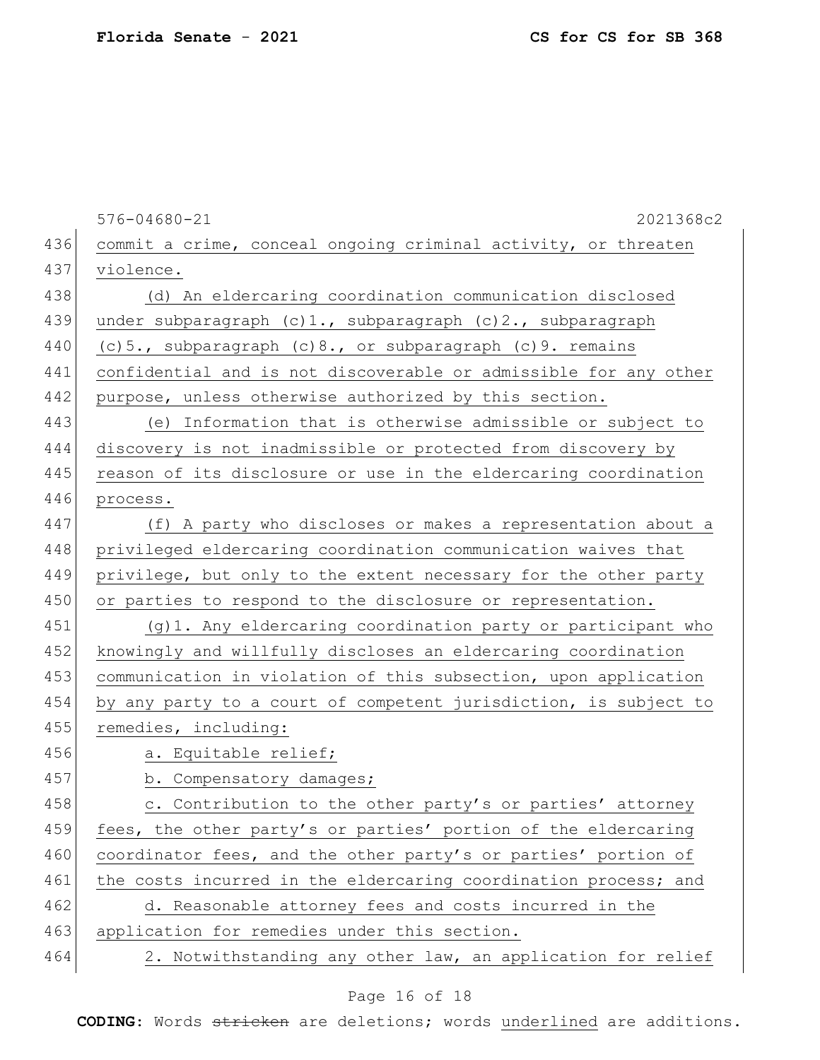commit a crime, conceal ongoing criminal activity, or threaten violence.

(d) An eldercaring coordination communication disclosed under subparagraph (c)1., subparagraph (c)2., subparagraph (c)5., subparagraph (c)8., or subparagraph (c)9. remains confidential and is not discoverable or admissible for any other purpose, unless otherwise authorized by this section.

(e) Information that is otherwise admissible or subject to discovery is not inadmissible or protected from discovery by reason of its disclosure or use in the eldercaring coordination process.

(f) A party who discloses or makes a representation about a privileged eldercaring coordination communication waives that privilege, but only to the extent necessary for the other party or parties to respond to the disclosure or representation.

(g)1. Any eldercaring coordination party or participant who knowingly and willfully discloses an eldercaring coordination communication in violation of this subsection, upon application by any party to a court of competent jurisdiction, is subject to remedies, including:

a. Equitable relief;

b. Compensatory damages;

c. Contribution to the other party's or parties' attorney fees, the other party's or parties' portion of the eldercaring coordinator fees, and the other party's or parties' portion of the costs incurred in the eldercaring coordination process; and

d. Reasonable attorney fees and costs incurred in the application for remedies under this section.

2. Notwithstanding any other law, an application for relief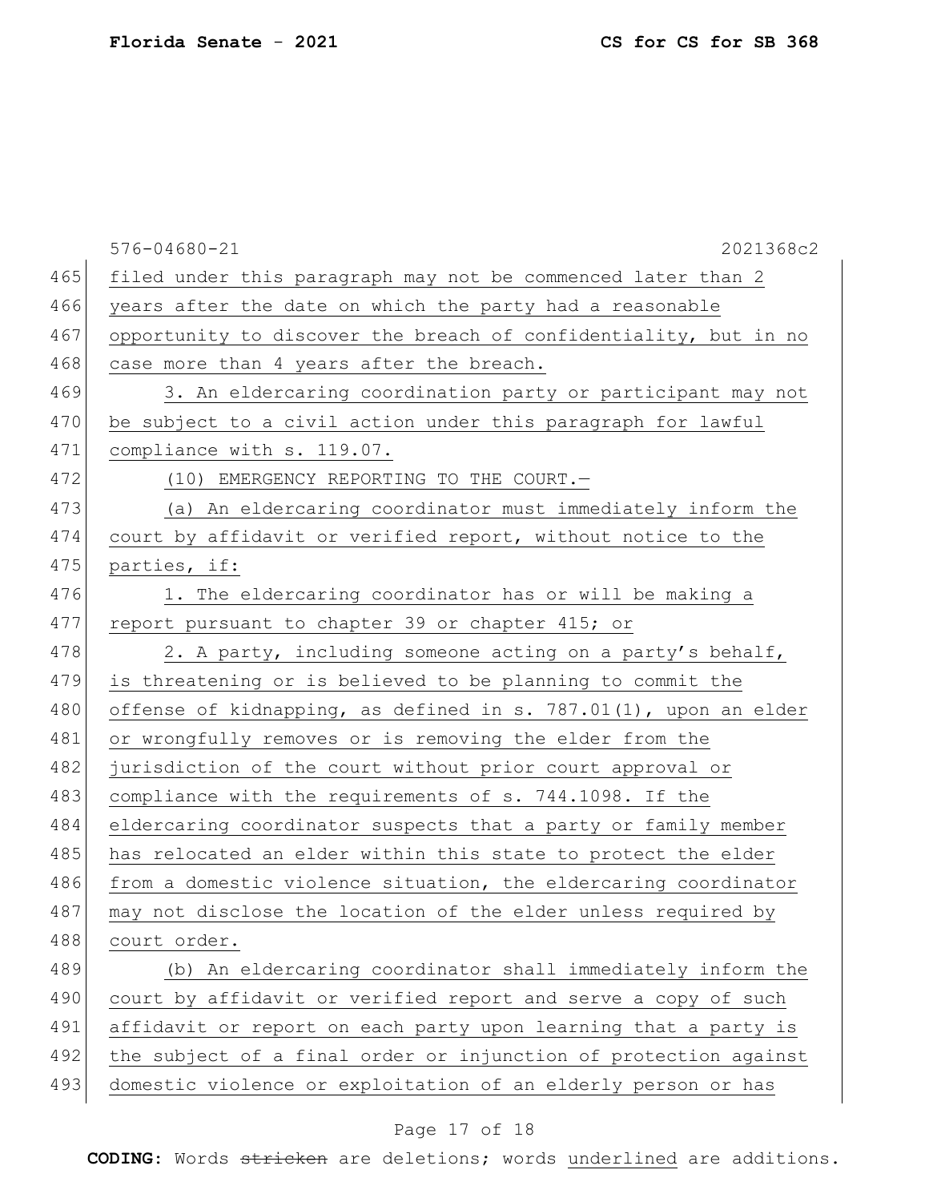filed under this paragraph may not be commenced later than 2 years after the date on which the party had a reasonable opportunity to discover the breach of confidentiality, but in no case more than 4 years after the breach.

3. An eldercaring coordination party or participant may not be subject to a civil action under this paragraph for lawful compliance with s. 119.07.

(10) EMERGENCY REPORTING TO THE COURT.—

(a) An eldercaring coordinator must immediately inform the court by affidavit or verified report, without notice to the parties, if:

1. The eldercaring coordinator has or will be making a report pursuant to chapter 39 or chapter 415; or

2. A party, including someone acting on a party's behalf, is threatening or is believed to be planning to commit the offense of kidnapping, as defined in s. 787.01(1), upon an elder or wrongfully removes or is removing the elder from the jurisdiction of the court without prior court approval or compliance with the requirements of s. 744.1098. If the eldercaring coordinator suspects that a party or family member has relocated an elder within this state to protect the elder from a domestic violence situation, the eldercaring coordinator may not disclose the location of the elder unless required by court order.

(b) An eldercaring coordinator shall immediately inform the court by affidavit or verified report and serve a copy of such affidavit or report on each party upon learning that a party is the subject of a final order or injunction of protection against domestic violence or exploitation of an elderly person or has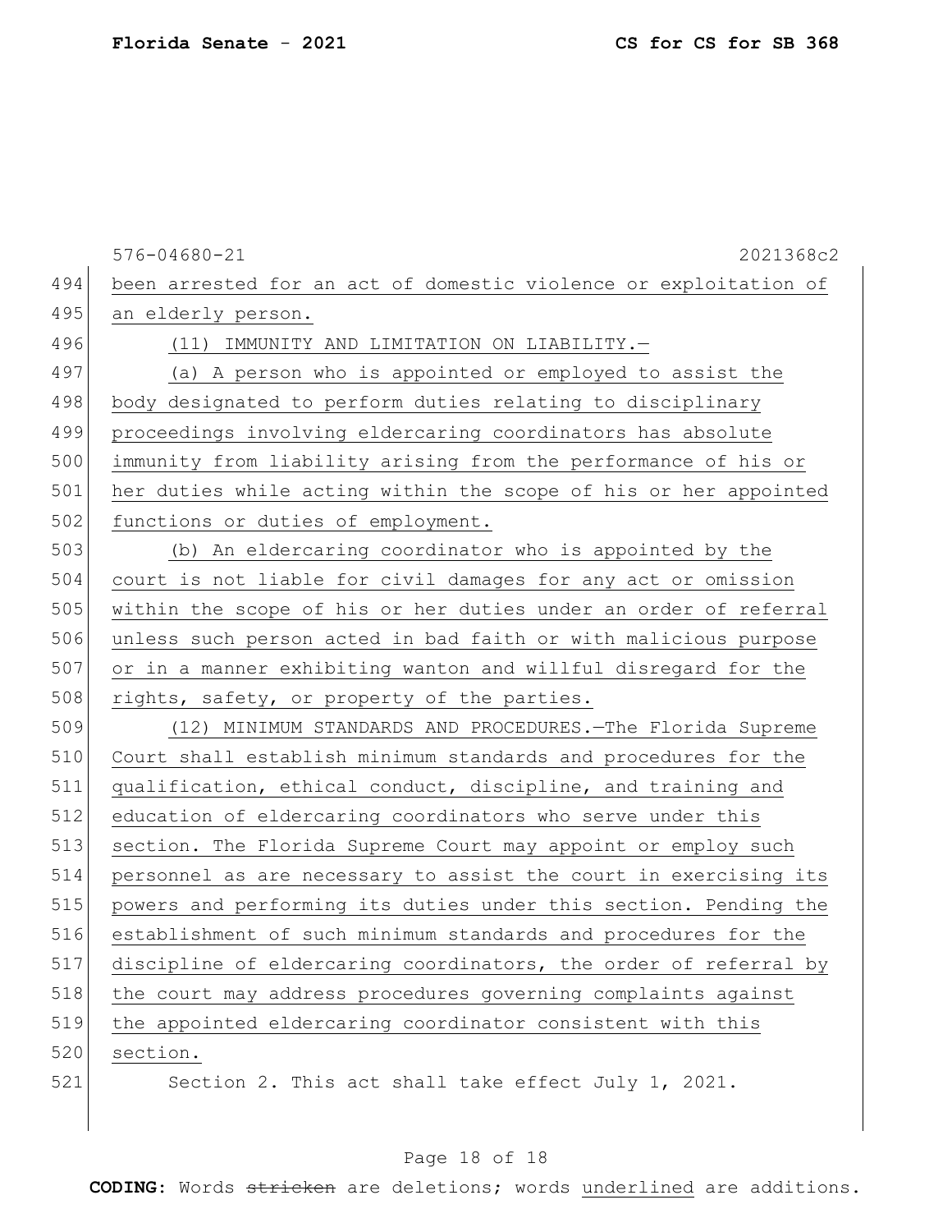been arrested for an act of domestic violence or exploitation of an elderly person.

(11) IMMUNITY AND LIMITATION ON LIABILITY.—

(a) A person who is appointed or employed to assist the body designated to perform duties relating to disciplinary proceedings involving eldercaring coordinators has absolute immunity from liability arising from the performance of his or her duties while acting within the scope of his or her appointed functions or duties of employment.

(b) An eldercaring coordinator who is appointed by the court is not liable for civil damages for any act or omission within the scope of his or her duties under an order of referral unless such person acted in bad faith or with malicious purpose or in a manner exhibiting wanton and willful disregard for the rights, safety, or property of the parties.

(12) MINIMUM STANDARDS AND PROCEDURES.—The Florida Supreme Court shall establish minimum standards and procedures for the qualification, ethical conduct, discipline, and training and education of eldercaring coordinators who serve under this section. The Florida Supreme Court may appoint or employ such personnel as are necessary to assist the court in exercising its powers and performing its duties under this section. Pending the establishment of such minimum standards and procedures for the discipline of eldercaring coordinators, the order of referral by the court may address procedures governing complaints against the appointed eldercaring coordinator consistent with this section.

Section 2. This act shall take effect July 1, 2021.